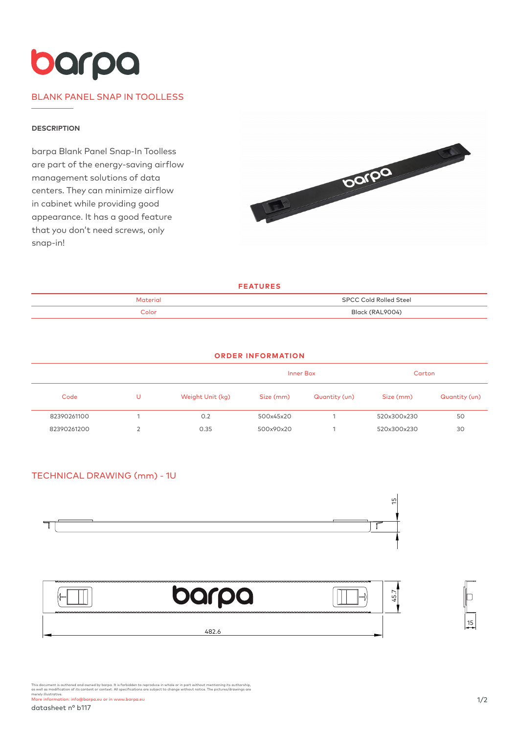# barpa

## BLANK PANEL SNAP IN TOOLLESS

### DESCRIPTION

barpa Blank Panel Snap-In Toolless are part of the energy-saving airflow management solutions of data centers. They can minimize airflow in cabinet while providing good appearance. It has a good feature that you don't need screws, only snap-in!

### FEATURES

| | |
|---|---|
| Material | SPCC Cold Rolled Steel |
| Color | Black (RAL9004) |

### ORDER INFORMATION

| | | | Inner Box | | Carton | |
|---|---|---|---|---|---|---|
| Code | U | Weight Unit (kg) | Size (mm) | Quantity (un) | Size (mm) | Quantity (un) |
| 82390261100 | 1 | 0.2 | 500x45x20 | 1 | 520x300x230 | 50 |
| 82390261200 | 2 | 0.35 | 500x90x20 | 1 | 520x300x230 | 30 |

## TECHNICAL DRAWING (mm) - 1U

15

45.7

482.6

15

This document is authored and owned by barpa. It is forbidden to reproduce in whole or in part without mentioning its authorship, as well as modification of its content or context. All specifications are subject to change without notice. The pictures/drawings are merely illustrative.
More information: info@barpa.eu or in www.barpa.eu

datasheet nº b117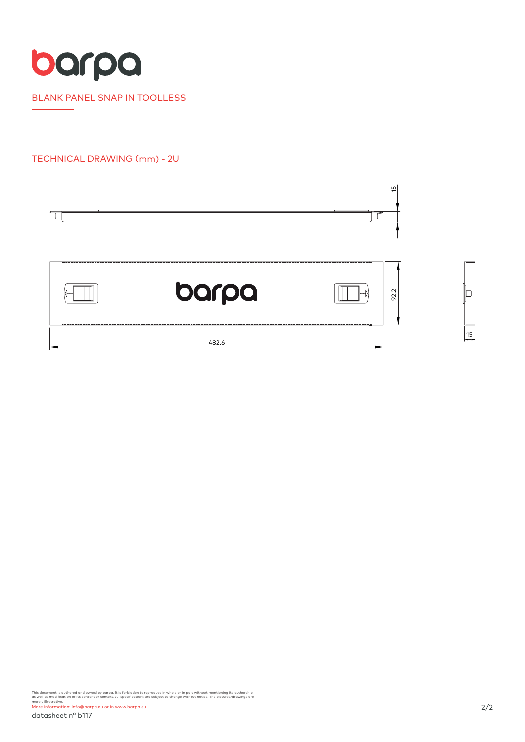# barpa

## BLANK PANEL SNAP IN TOOLLESS

### TECHNICAL DRAWING (mm) - 2U

15

barpa

92.2

15

482.6

This document is authored and owned by barpa. It is forbidden to reproduce in whole or in part without mentioning its authorship, as well as modification of its content or context. All specifications are subject to change without notice. The pictures/drawings are merely illustrative.

More information: info@barpa.eu or in www.barpa.eu

datasheet nº b117